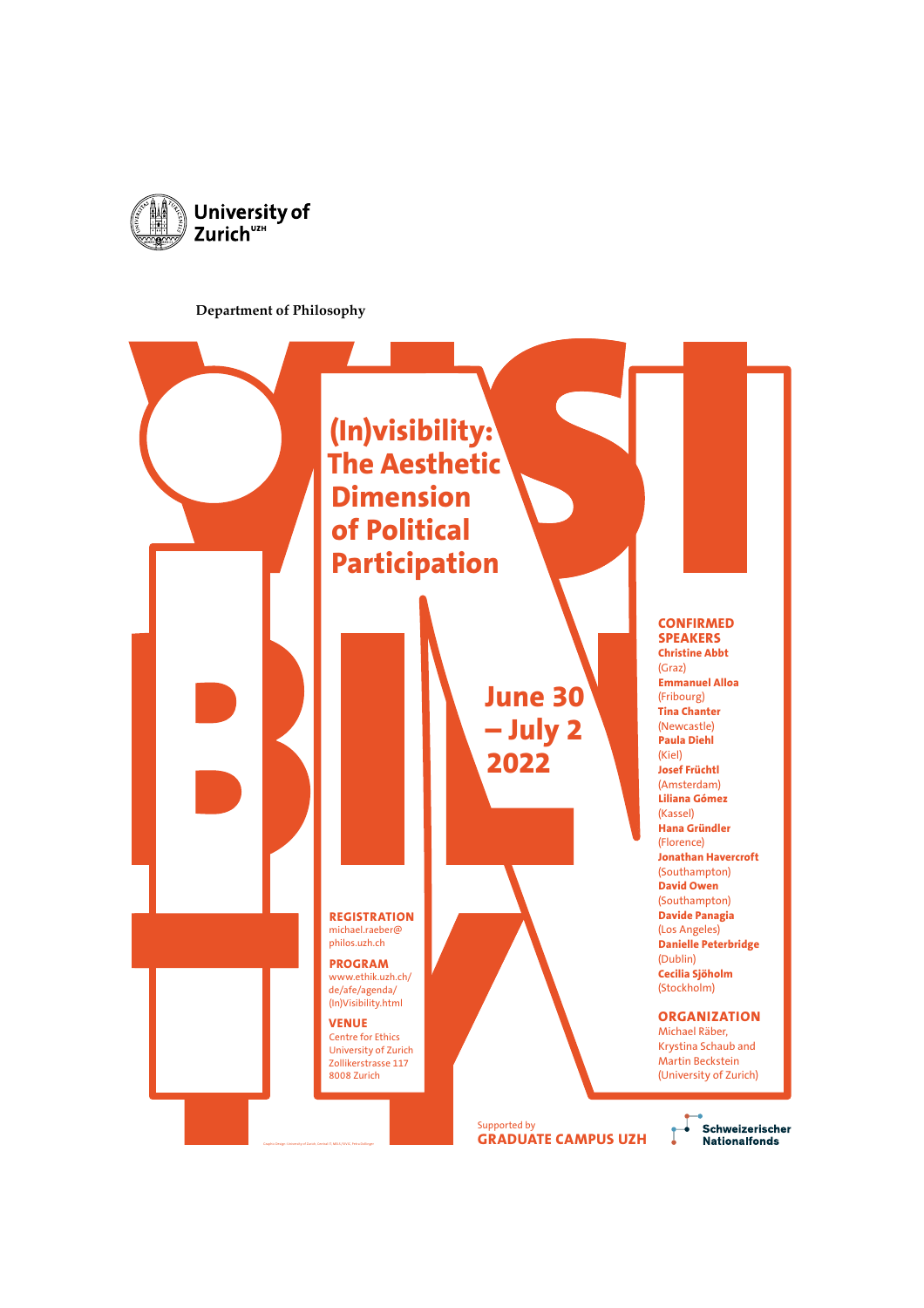University of Zurich[UZH]

**Department of Philosophy**

# (In)visibility: The Aesthetic Dimension of Political Participation

## June 30 – July 2 2022

### CONFIRMED SPEAKERS

**Christine Abbt** (Graz)
**Emmanuel Alloa** (Fribourg)
**Tina Chanter** (Newcastle)
**Paula Diehl** (Kiel)
**Josef Früchtl** (Amsterdam)
**Liliana Gómez** (Kassel)
**Hana Gründler** (Florence)
**Jonathan Havercroft** (Southampton)
**David Owen** (Southampton)
**Davide Panagia** (Los Angeles)
**Danielle Peterbridge** (Dublin)
**Cecilia Sjöholm** (Stockholm)

### ORGANIZATION

Michael Räber, Krystina Schaub and Martin Beckstein (University of Zurich)

### REGISTRATION

michael.raeber@philos.uzh.ch

### PROGRAM

www.ethik.uzh.ch/de/afe/agenda/(In)Visibility.html

### VENUE

Centre for Ethics
University of Zurich
Zollikerstrasse 117
8008 Zurich

Supported by **GRADUATE CAMPUS UZH**

**Schweizerischer Nationalfonds**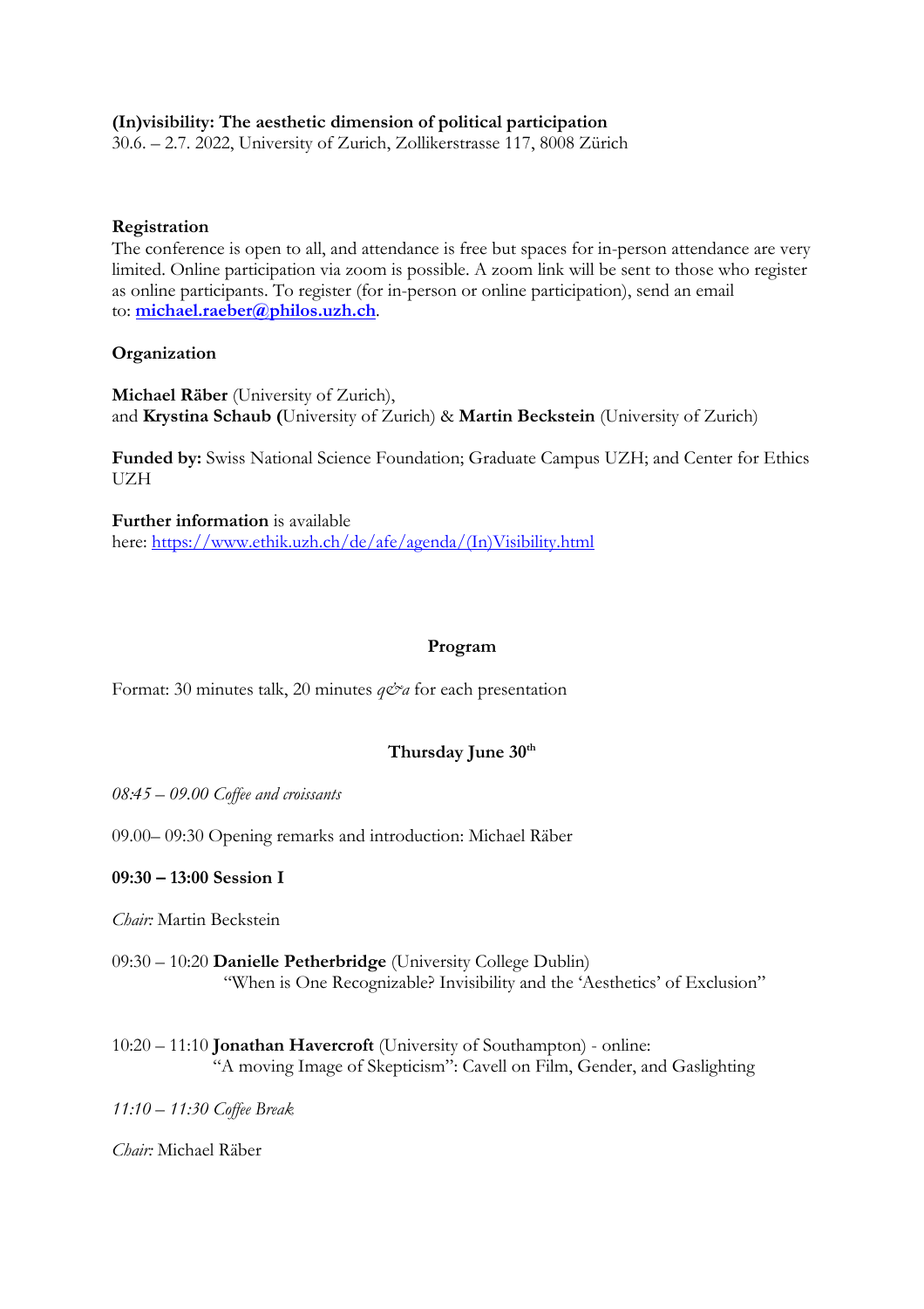**(In)visibility: The aesthetic dimension of political participation**
30.6. – 2.7. 2022, University of Zurich, Zollikerstrasse 117, 8008 Zürich

**Registration**
The conference is open to all, and attendance is free but spaces for in-person attendance are very limited. Online participation via zoom is possible. A zoom link will be sent to those who register as online participants. To register (for in-person or online participation), send an email to: **michael.raeber@philos.uzh.ch**.

**Organization**

**Michael Räber** (University of Zurich),
and **Krystina Schaub (**University of Zurich) & **Martin Beckstein** (University of Zurich)

**Funded by:** Swiss National Science Foundation; Graduate Campus UZH; and Center for Ethics UZH

**Further information** is available
here: https://www.ethik.uzh.ch/de/afe/agenda/(In)Visibility.html

**Program**

Format: 30 minutes talk, 20 minutes *q&a* for each presentation

**Thursday June 30th**

*08:45 – 09.00 Coffee and croissants*

09.00– 09:30 Opening remarks and introduction: Michael Räber

**09:30 – 13:00 Session I**

*Chair:* Martin Beckstein

09:30 – 10:20 **Danielle Petherbridge** (University College Dublin)
"When is One Recognizable? Invisibility and the 'Aesthetics' of Exclusion"

10:20 – 11:10 **Jonathan Havercroft** (University of Southampton) - online:
"A moving Image of Skepticism": Cavell on Film, Gender, and Gaslighting

*11:10 – 11:30 Coffee Break*

*Chair:* Michael Räber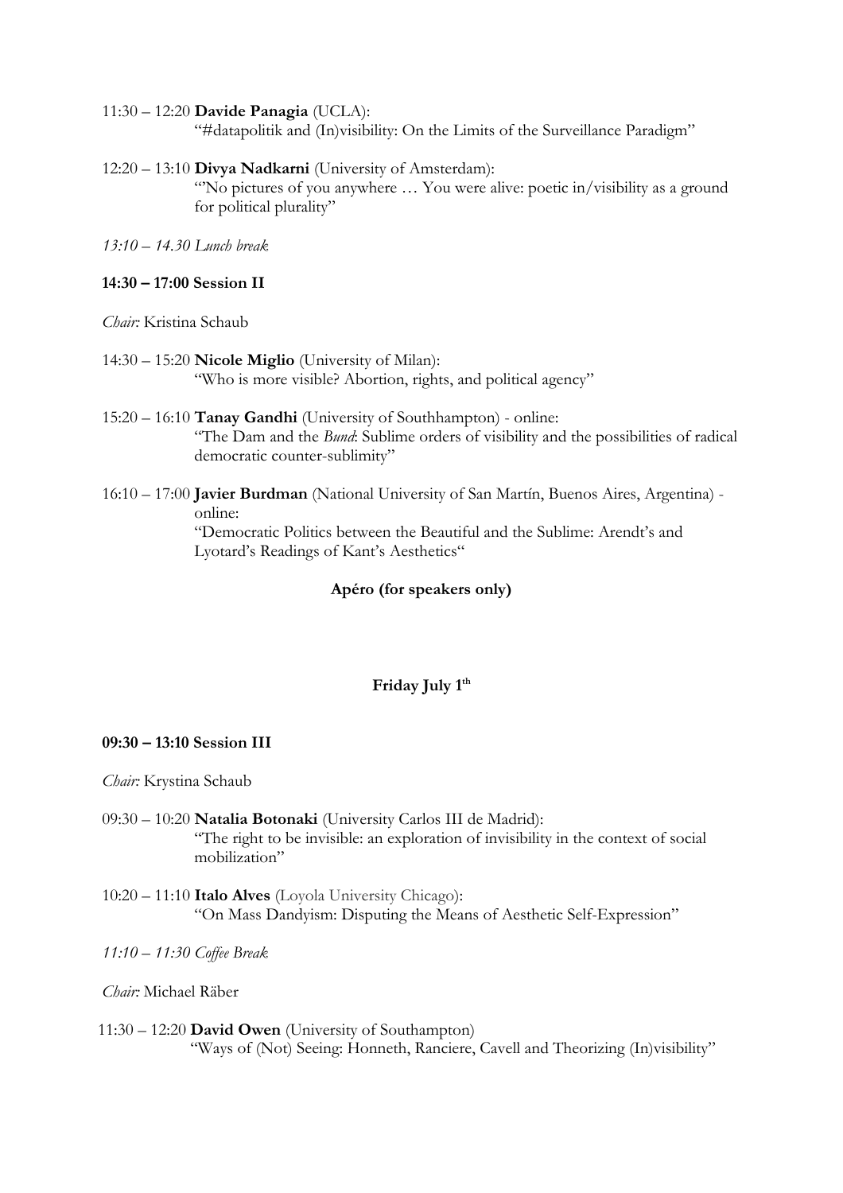11:30 – 12:20 **Davide Panagia** (UCLA):
"#datapolitik and (In)visibility: On the Limits of the Surveillance Paradigm"

12:20 – 13:10 **Divya Nadkarni** (University of Amsterdam):
"'No pictures of you anywhere … You were alive: poetic in/visibility as a ground for political plurality"

*13:10 – 14.30 Lunch break*

**14:30 – 17:00 Session II**

*Chair:* Kristina Schaub

14:30 – 15:20 **Nicole Miglio** (University of Milan):
"Who is more visible? Abortion, rights, and political agency"

15:20 – 16:10 **Tanay Gandhi** (University of Southhampton) - online:
"The Dam and the *Bund*: Sublime orders of visibility and the possibilities of radical democratic counter-sublimity"

16:10 – 17:00 **Javier Burdman** (National University of San Martín, Buenos Aires, Argentina) - online:
"Democratic Politics between the Beautiful and the Sublime: Arendt's and Lyotard's Readings of Kant's Aesthetics"

**Apéro (for speakers only)**

## Friday July 1th

**09:30 – 13:10 Session III**

*Chair:* Krystina Schaub

09:30 – 10:20 **Natalia Botonaki** (University Carlos III de Madrid):
"The right to be invisible: an exploration of invisibility in the context of social mobilization"

10:20 – 11:10 **Italo Alves** (Loyola University Chicago):
"On Mass Dandyism: Disputing the Means of Aesthetic Self-Expression"

*11:10 – 11:30 Coffee Break*

*Chair:* Michael Räber

11:30 – 12:20 **David Owen** (University of Southampton)
"Ways of (Not) Seeing: Honneth, Ranciere, Cavell and Theorizing (In)visibility"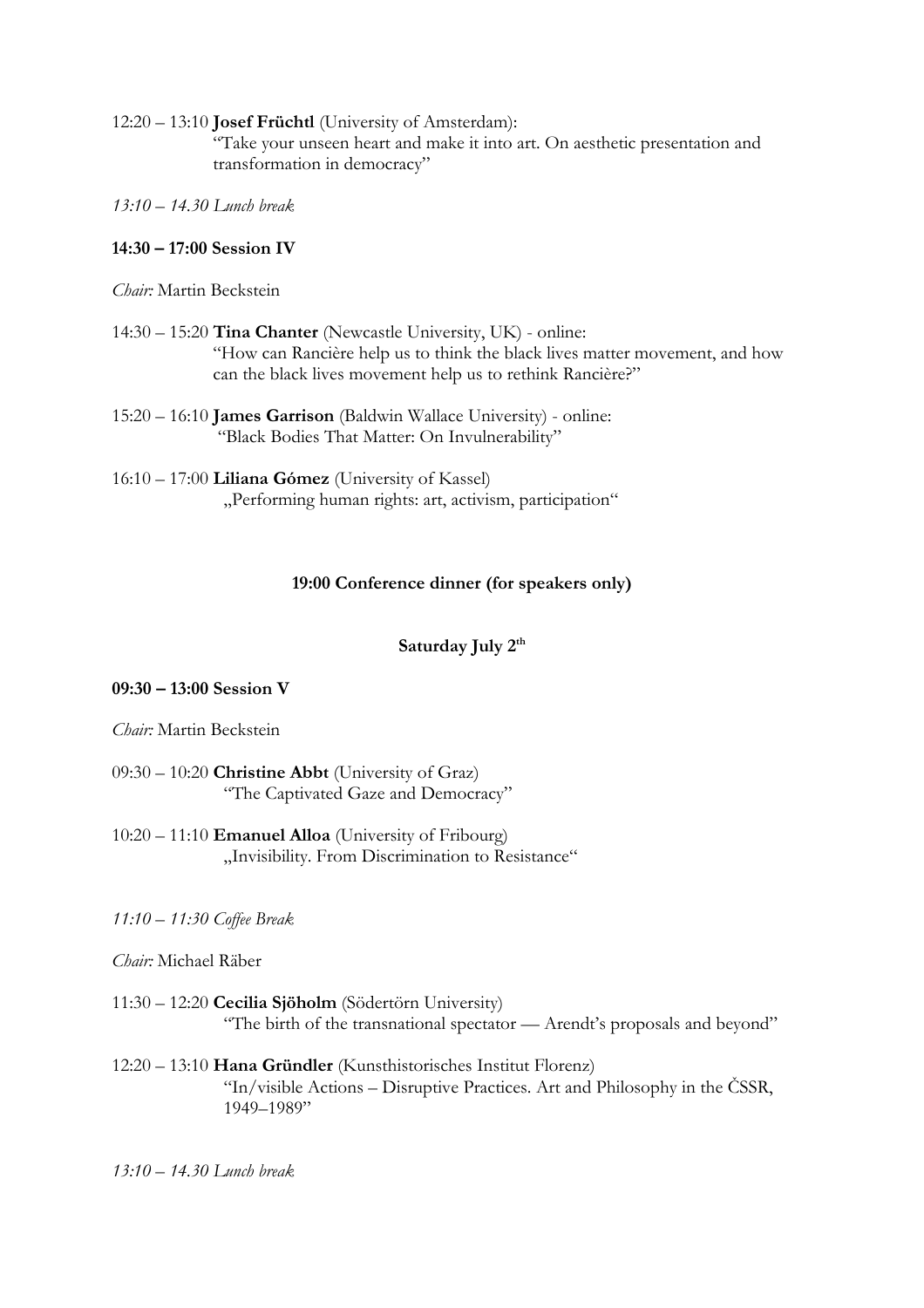12:20 – 13:10 **Josef Früchtl** (University of Amsterdam):
"Take your unseen heart and make it into art. On aesthetic presentation and transformation in democracy"

*13:10 – 14.30 Lunch break*

**14:30 – 17:00 Session IV**

*Chair:* Martin Beckstein

14:30 – 15:20 **Tina Chanter** (Newcastle University, UK) - online:
"How can Rancière help us to think the black lives matter movement, and how can the black lives movement help us to rethink Rancière?"

15:20 – 16:10 **James Garrison** (Baldwin Wallace University) - online:
"Black Bodies That Matter: On Invulnerability"

16:10 – 17:00 **Liliana Gómez** (University of Kassel)
„Performing human rights: art, activism, participation"

**19:00 Conference dinner (for speakers only)**

**Saturday July 2th**

**09:30 – 13:00 Session V**

*Chair:* Martin Beckstein

09:30 – 10:20 **Christine Abbt** (University of Graz)
"The Captivated Gaze and Democracy"

10:20 – 11:10 **Emanuel Alloa** (University of Fribourg)
„Invisibility. From Discrimination to Resistance"

*11:10 – 11:30 Coffee Break*

*Chair:* Michael Räber

11:30 – 12:20 **Cecilia Sjöholm** (Södertörn University)
"The birth of the transnational spectator — Arendt's proposals and beyond"

12:20 – 13:10 **Hana Gründler** (Kunsthistorisches Institut Florenz)
"In/visible Actions – Disruptive Practices. Art and Philosophy in the ČSSR, 1949–1989"

*13:10 – 14.30 Lunch break*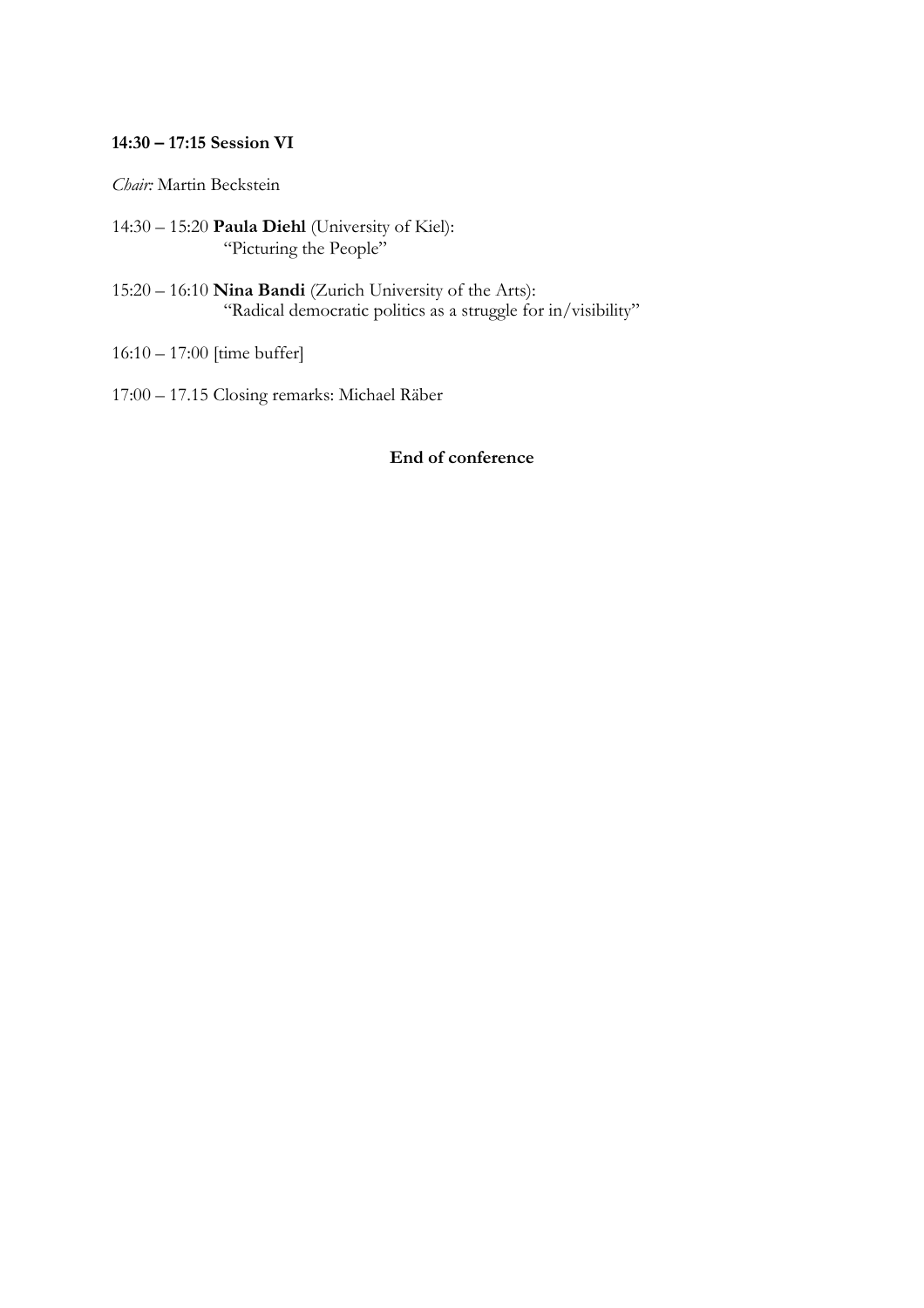**14:30 – 17:15 Session VI**

*Chair:* Martin Beckstein

14:30 – 15:20 **Paula Diehl** (University of Kiel):
"Picturing the People"

15:20 – 16:10 **Nina Bandi** (Zurich University of the Arts):
"Radical democratic politics as a struggle for in/visibility"

16:10 – 17:00 [time buffer]

17:00 – 17.15 Closing remarks: Michael Räber

**End of conference**